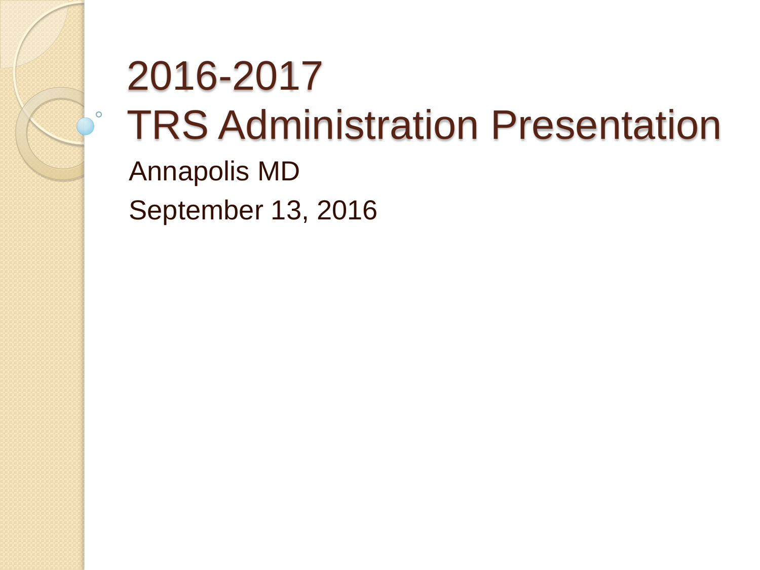# 2016-2017 TRS Administration Presentation

Annapolis MD

September 13, 2016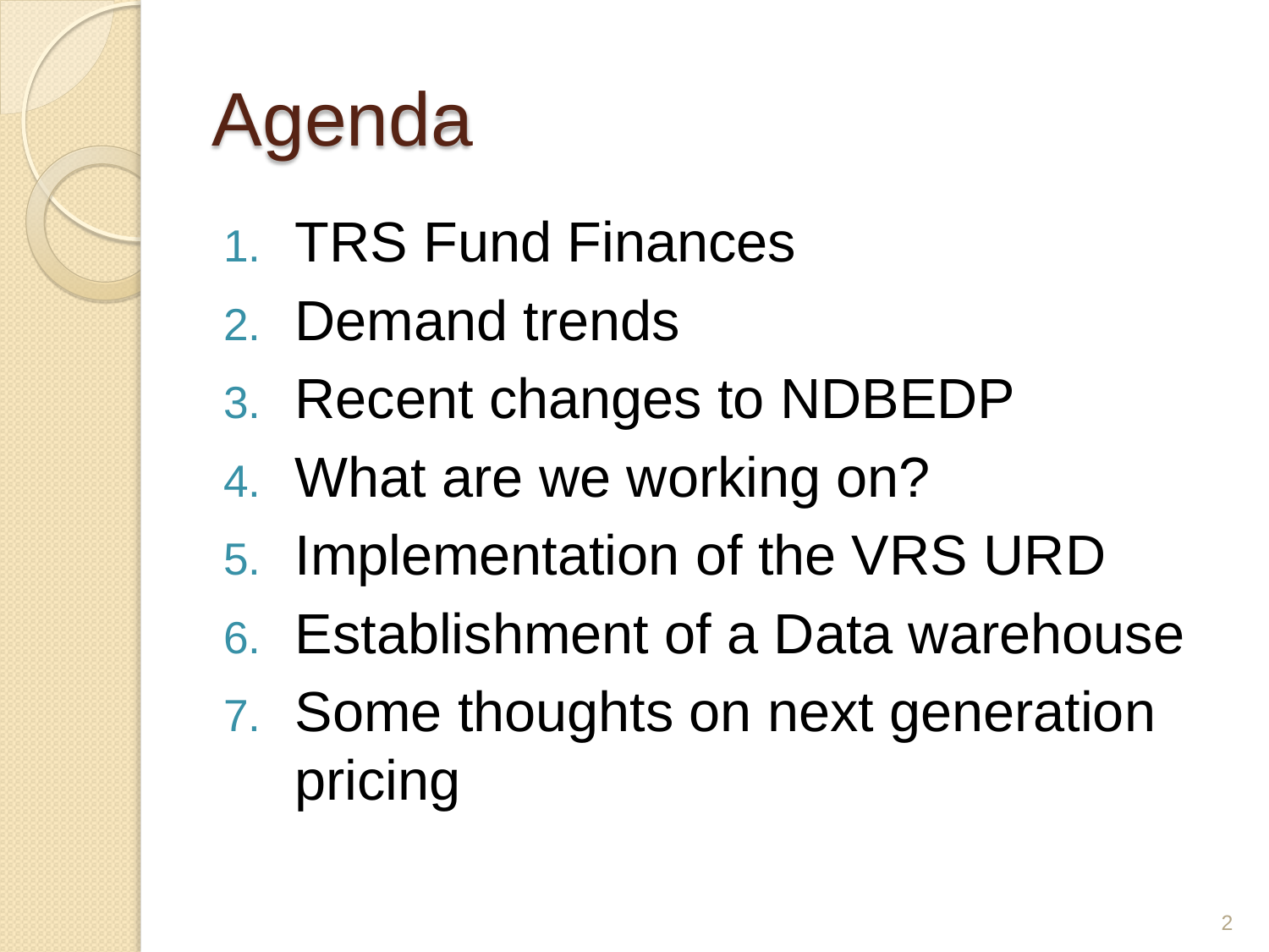# Agenda

1. TRS Fund Finances
2. Demand trends
3. Recent changes to NDBEDP
4. What are we working on?
5. Implementation of the VRS URD
6. Establishment of a Data warehouse
7. Some thoughts on next generation pricing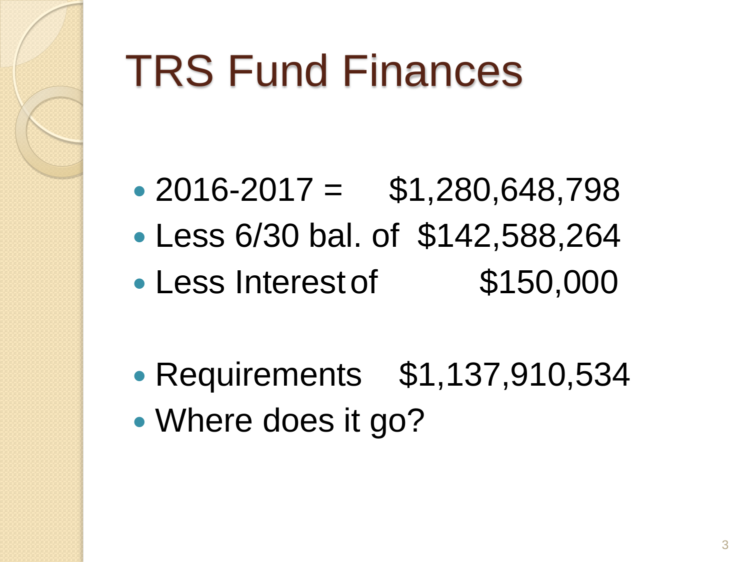# TRS Fund Finances

- 2016-2017 = $1,280,648,798
- Less 6/30 bal. of $142,588,264
- Less Interest of $150,000

- Requirements $1,137,910,534
- Where does it go?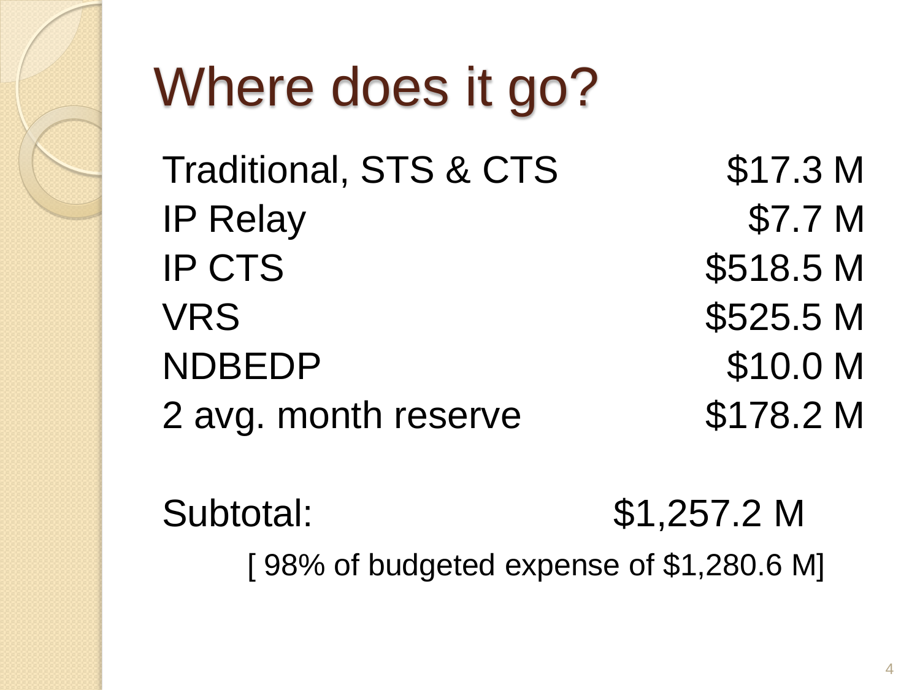# Where does it go?

| | |
|---|---:|
| Traditional, STS & CTS | $17.3 M |
| IP Relay | $7.7 M |
| IP CTS | $518.5 M |
| VRS | $525.5 M |
| NDBEDP | $10.0 M |
| 2 avg. month reserve | $178.2 M |

Subtotal: $1,257.2 M

[ 98% of budgeted expense of $1,280.6 M]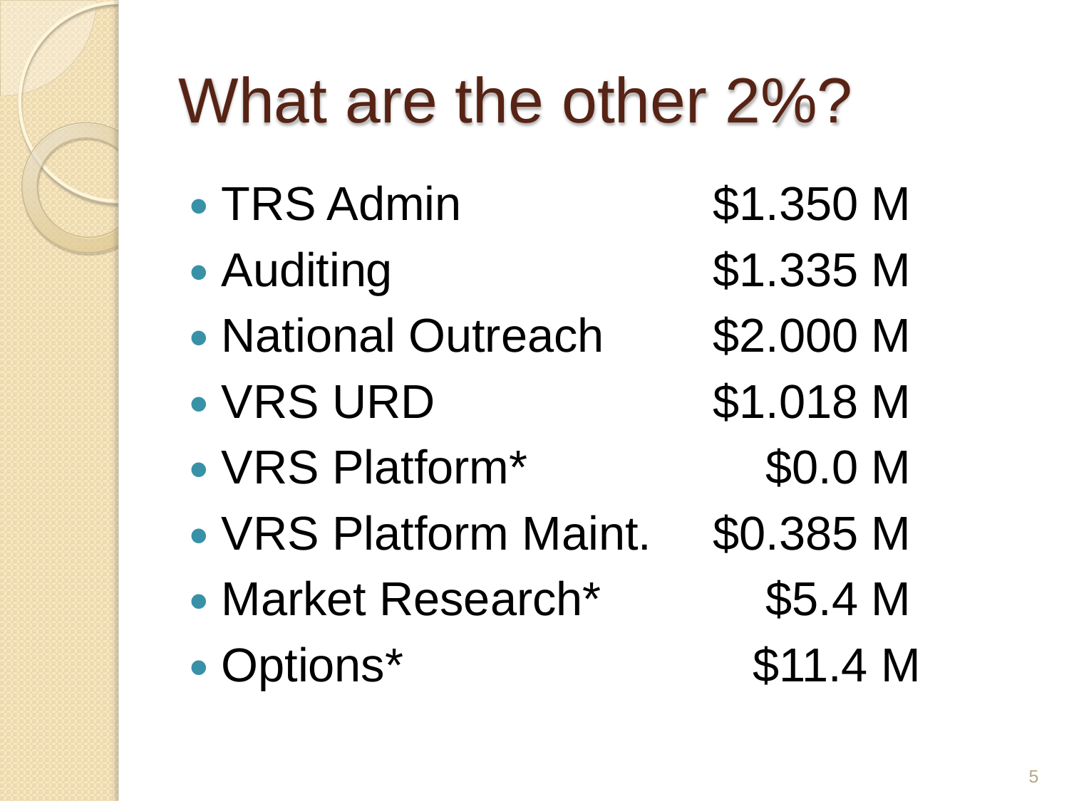# What are the other 2%?

- TRS Admin $1.350 M
- Auditing $1.335 M
- National Outreach $2.000 M
- VRS URD $1.018 M
- VRS Platform* $0.0 M
- VRS Platform Maint. $0.385 M
- Market Research* $5.4 M
- Options* $11.4 M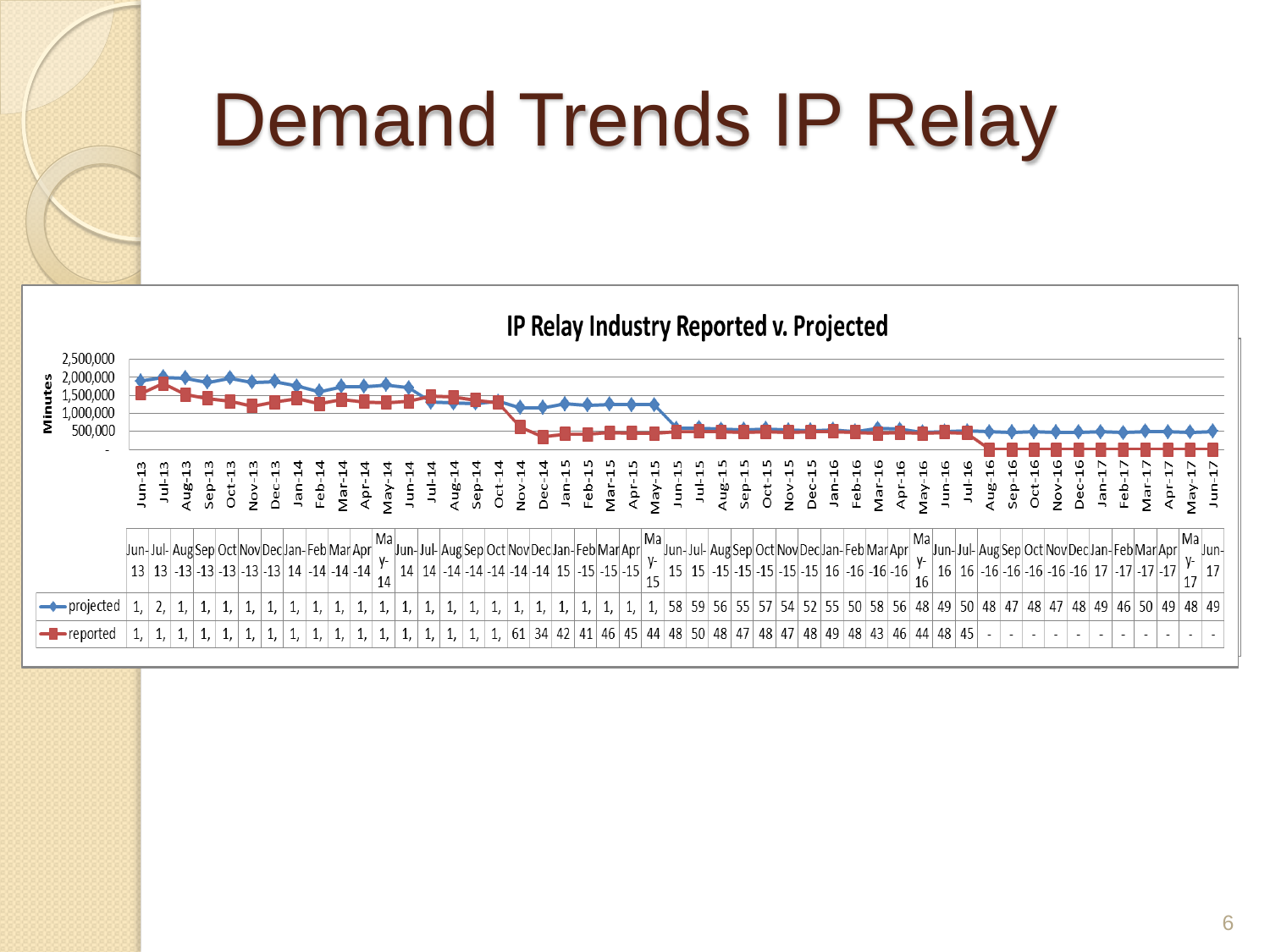# Demand Trends IP Relay

## IP Relay Industry Reported v. Projected

| | Jun-13 | Jul-13 | Aug-13 | Sep-13 | Oct-13 | Nov-13 | Dec-13 | Jan-14 | Feb-14 | Mar-14 | Apr-14 | May-14 | Jun-14 | Jul-14 | Aug-14 | Sep-14 | Oct-14 | Nov-14 | Dec-14 | Jan-15 | Feb-15 | Mar-15 | Apr-15 | May-15 | Jun-15 | Jul-15 | Aug-15 | Sep-15 | Oct-15 | Nov-15 | Dec-15 | Jan-16 | Feb-16 | Mar-16 | Apr-16 | May-16 | Jun-16 | Jul-16 | Aug-16 | Sep-16 | Oct-16 | Nov-16 | Dec-16 | Jan-17 | Feb-17 | Mar-17 | Apr-17 | May-17 | Jun-17 |
|---|---|---|---|---|---|---|---|---|---|---|---|---|---|---|---|---|---|---|---|---|---|---|---|---|---|---|---|---|---|---|---|---|---|---|---|---|---|---|---|---|---|---|---|---|---|---|---|---|---|
| projected | 1, | 2, | 1, | 1, | 1, | 1, | 1, | 1, | 1, | 1, | 1, | 1, | 1, | 1, | 1, | 1, | 1, | 1, | 1, | 1, | 1, | 1, | 1, | 1, | 58 | 59 | 56 | 55 | 57 | 54 | 52 | 55 | 50 | 58 | 56 | 48 | 49 | 50 | 48 | 47 | 48 | 47 | 48 | 49 | 46 | 50 | 49 | 48 | 49 |
| reported | 1, | 1, | 1, | 1, | 1, | 1, | 1, | 1, | 1, | 1, | 1, | 1, | 1, | 1, | 1, | 1, | 1, | 61 | 34 | 42 | 41 | 46 | 45 | 44 | 48 | 50 | 48 | 47 | 48 | 47 | 48 | 49 | 48 | 43 | 46 | 44 | 48 | 45 | - | - | - | - | - | - | - | - | - | - | - |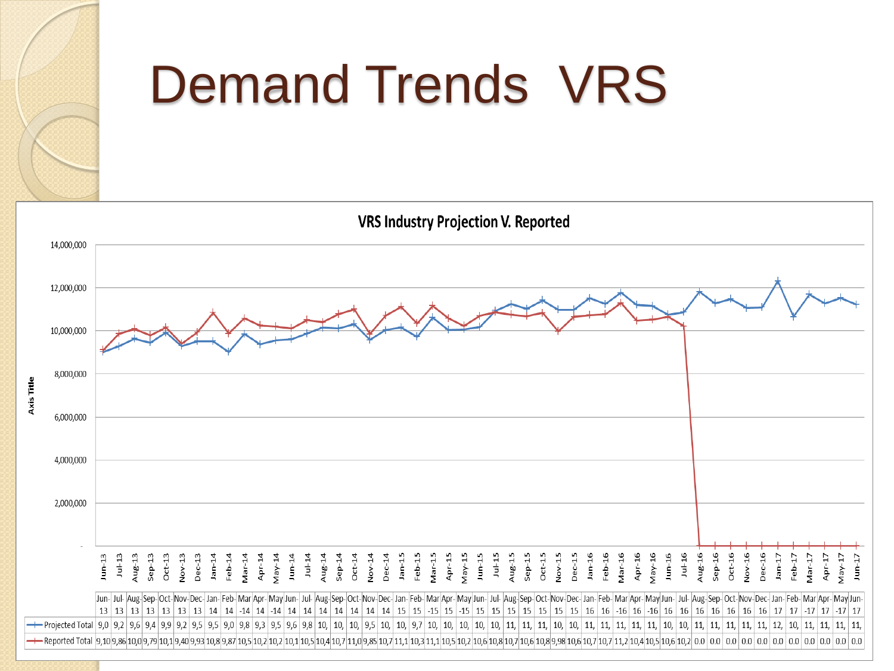# Demand Trends VRS

**VRS Industry Projection V. Reported**

| | Jun-13 | Jul-13 | Aug-13 | Sep-13 | Oct-13 | Nov-13 | Dec-13 | Jan-14 | Feb-14 | Mar-14 | Apr-14 | May-14 | Jun-14 | Jul-14 | Aug-14 | Sep-14 | Oct-14 | Nov-14 | Dec-14 | Jan-15 | Feb-15 | Mar-15 | Apr-15 | May-15 | Jun-15 | Jul-15 | Aug-15 | Sep-15 | Oct-15 | Nov-15 | Dec-15 | Jan-16 | Feb-16 | Mar-16 | Apr-16 | May-16 | Jun-16 | Jul-16 | Aug-16 | Sep-16 | Oct-16 | Nov-16 | Dec-16 | Jan-17 | Feb-17 | Mar-17 | Apr-17 | May-17 | Jun-17 |
|---|---|---|---|---|---|---|---|---|---|---|---|---|---|---|---|---|---|---|---|---|---|---|---|---|---|---|---|---|---|---|---|---|---|---|---|---|---|---|---|---|---|---|---|---|---|---|---|---|---|
| Projected Total | 9,0 | 9,2 | 9,6 | 9,4 | 9,9 | 9,2 | 9,5 | 9,5 | 9,0 | 9,8 | 9,3 | 9,5 | 9,6 | 9,8 | 10, | 10, | 10, | 9,5 | 10, | 10, | 9,7 | 10, | 10, | 10, | 10, | 11, | 11, | 11, | 10, | 10, | 11, | 11, | 11, | 11, | 11, | 10, | 10, | 11, | 11, | 11, | 11, | 11, | 12, | 10, | 11, | 11, | 11, | 11, |
| Reported Total | 9,10 | 9,86 | 10,0 | 9,79 | 10,1 | 9,40 | 9,93 | 10,8 | 9,87 | 10,5 | 10,2 | 10,2 | 10,1 | 10,5 | 10,4 | 10,7 | 11,0 | 9,85 | 10,7 | 11,1 | 10,3 | 11,1 | 10,5 | 10,2 | 10,6 | 10,8 | 10,7 | 10,6 | 10,8 | 9,98 | 10,6 | 10,7 | 10,7 | 11,2 | 10,4 | 10,5 | 10,6 | 10,2 | 0.0 | 0.0 | 0.0 | 0.0 | 0.0 | 0.0 | 0.0 | 0.0 | 0.0 | 0.0 | 0.0 |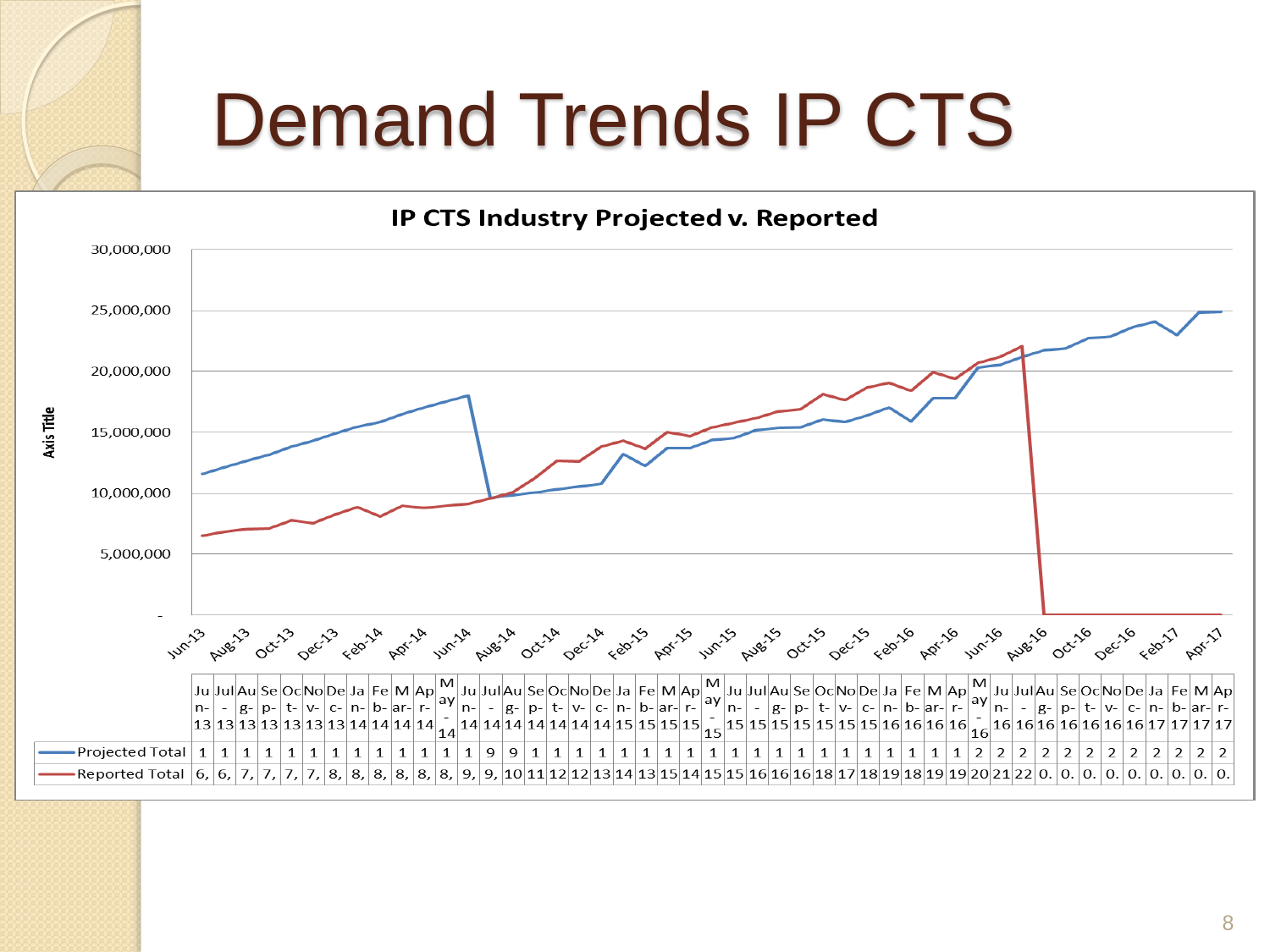# Demand Trends IP CTS

**IP CTS Industry Projected v. Reported**

| | Jun-13 | Jul-13 | Aug-13 | Sep-13 | Oct-13 | Nov-13 | Dec-13 | Jan-14 | Feb-14 | Mar-14 | Apr-14 | May-14 | Jun-14 | Jul-14 | Aug-14 | Sep-14 | Oct-14 | Nov-14 | Dec-14 | Jan-15 | Feb-15 | Mar-15 | Apr-15 | May-15 | Jun-15 | Jul-15 | Aug-15 | Sep-15 | Oct-15 | Nov-15 | Dec-15 | Jan-16 | Feb-16 | Mar-16 | Apr-16 | May-16 | Jun-16 | Jul-16 | Aug-16 | Sep-16 | Oct-16 | Nov-16 | Dec-16 | Jan-17 | Feb-17 | Mar-17 | Apr-17 |
|---|---|---|---|---|---|---|---|---|---|---|---|---|---|---|---|---|---|---|---|---|---|---|---|---|---|---|---|---|---|---|---|---|---|---|---|---|---|---|---|---|---|---|---|---|---|---|---|
| Projected Total | 1 | 1 | 1 | 1 | 1 | 1 | 1 | 1 | 1 | 1 | 1 | 1 | 1 | 9 | 9 | 1 | 1 | 1 | 1 | 1 | 1 | 1 | 1 | 1 | 1 | 1 | 1 | 1 | 1 | 1 | 1 | 1 | 1 | 1 | 1 | 2 | 2 | 2 | 2 | 2 | 2 | 2 | 2 | 2 | 2 | 2 | 2 |
| Reported Total | 6, | 6, | 7, | 7, | 7, | 7, | 8, | 8, | 8, | 8, | 8, | 8, | 9, | 9, | 10 | 11 | 12 | 12 | 13 | 14 | 13 | 15 | 14 | 15 | 15 | 16 | 16 | 16 | 18 | 17 | 18 | 19 | 18 | 19 | 19 | 20 | 21 | 22 | 0. | 0. | 0. | 0. | 0. | 0. | 0. | 0. | 0. |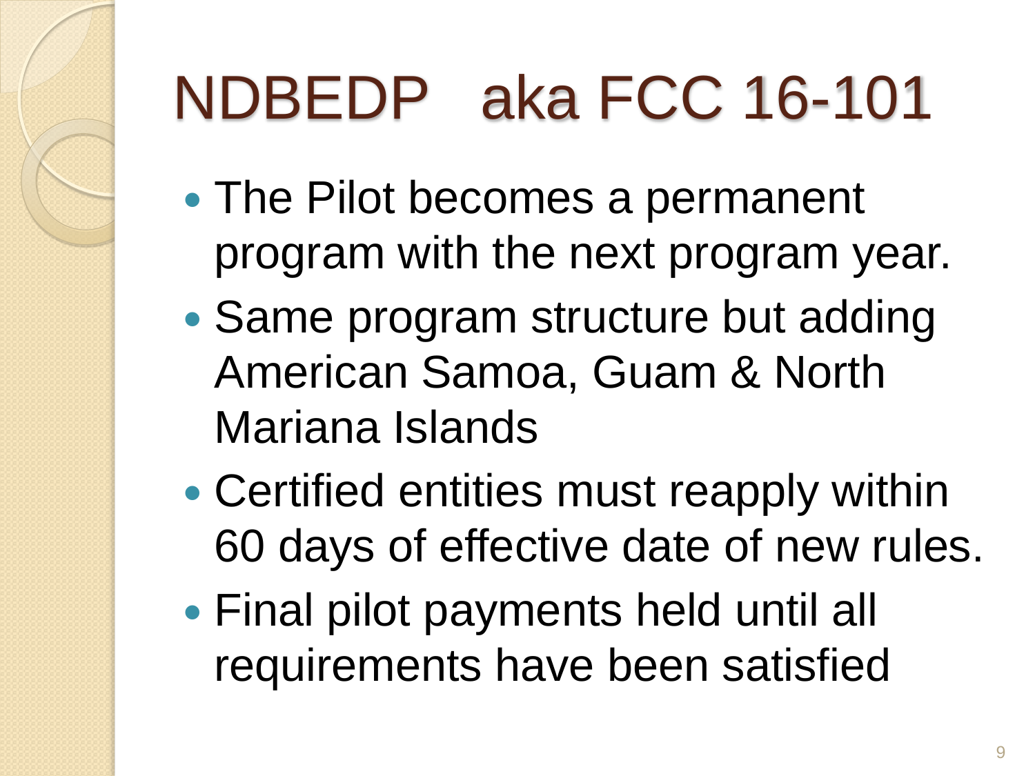# NDBEDP aka FCC 16-101

- The Pilot becomes a permanent program with the next program year.
- Same program structure but adding American Samoa, Guam & North Mariana Islands
- Certified entities must reapply within 60 days of effective date of new rules.
- Final pilot payments held until all requirements have been satisfied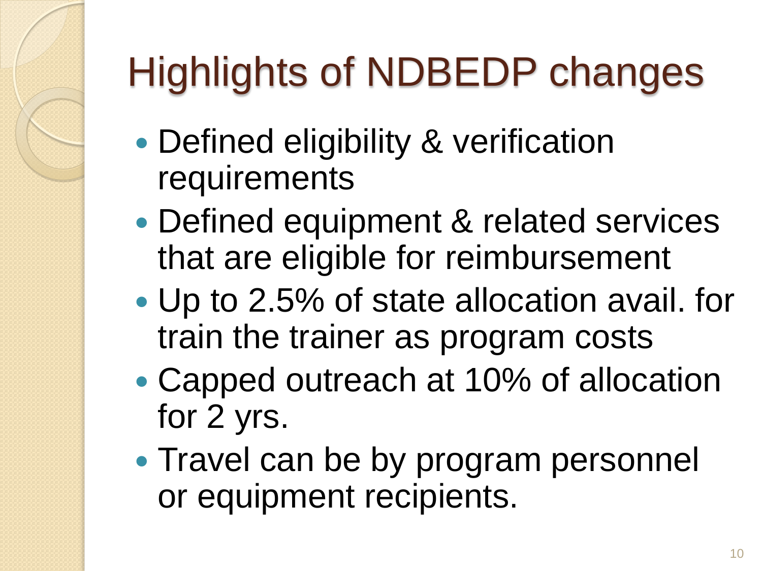# Highlights of NDBEDP changes

- Defined eligibility & verification requirements
- Defined equipment & related services that are eligible for reimbursement
- Up to 2.5% of state allocation avail. for train the trainer as program costs
- Capped outreach at 10% of allocation for 2 yrs.
- Travel can be by program personnel or equipment recipients.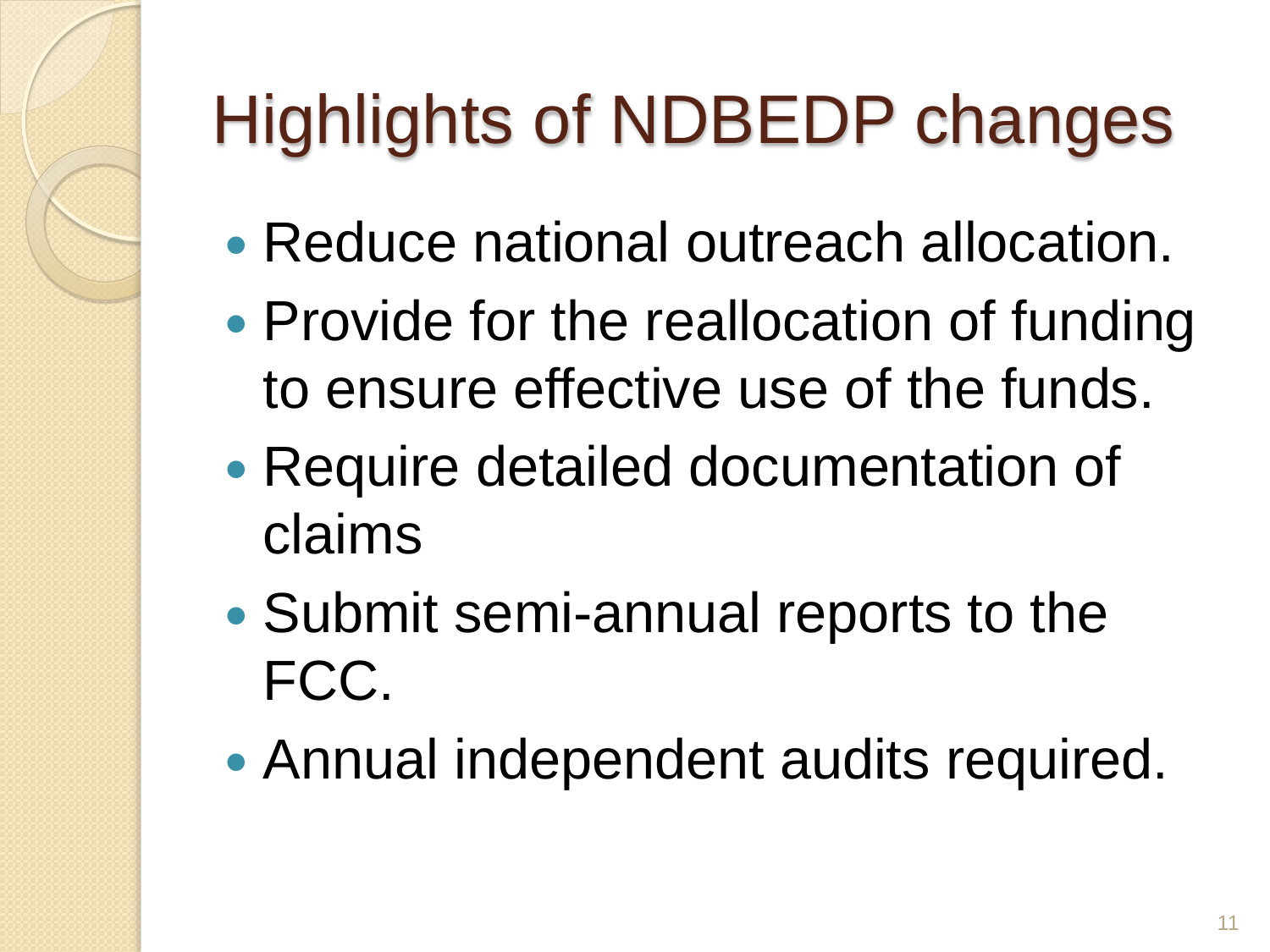# Highlights of NDBEDP changes

- Reduce national outreach allocation.
- Provide for the reallocation of funding to ensure effective use of the funds.
- Require detailed documentation of claims
- Submit semi-annual reports to the FCC.
- Annual independent audits required.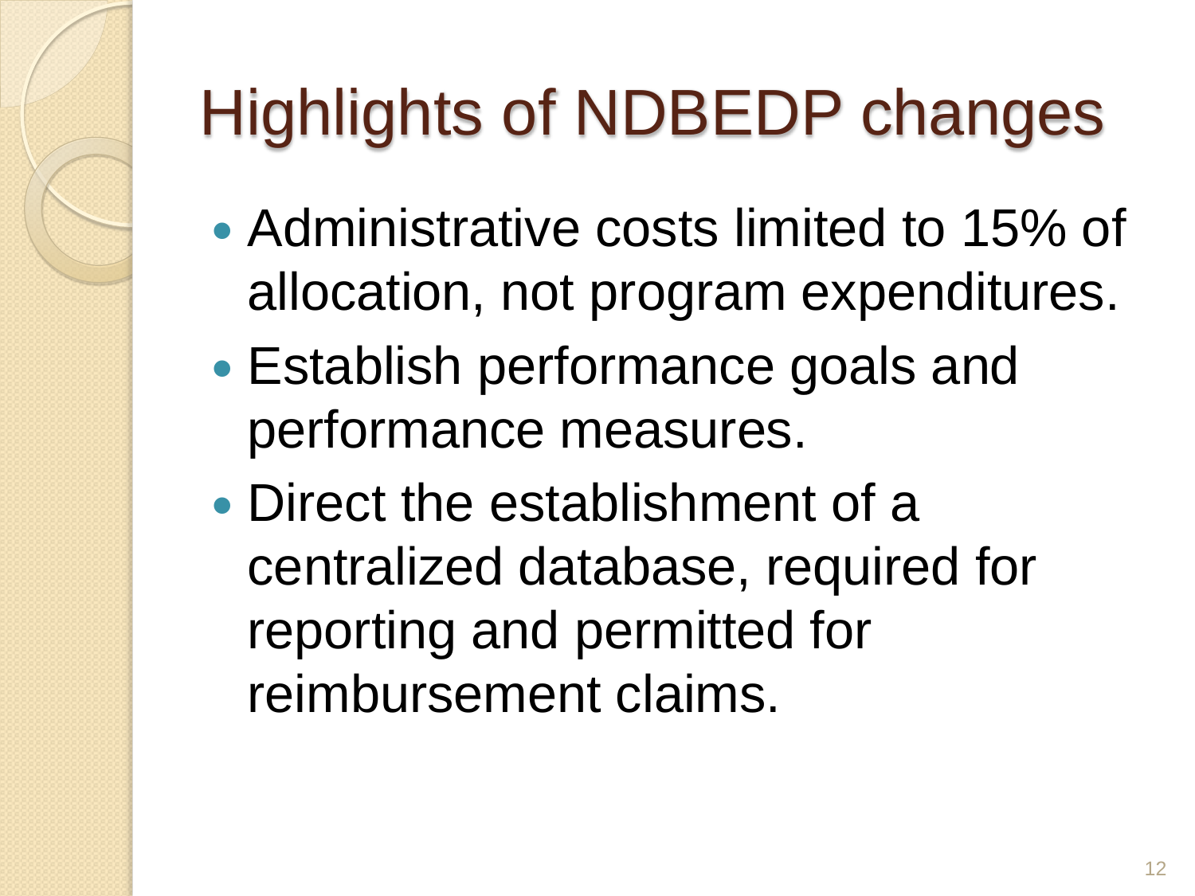# Highlights of NDBEDP changes

- Administrative costs limited to 15% of allocation, not program expenditures.
- Establish performance goals and performance measures.
- Direct the establishment of a centralized database, required for reporting and permitted for reimbursement claims.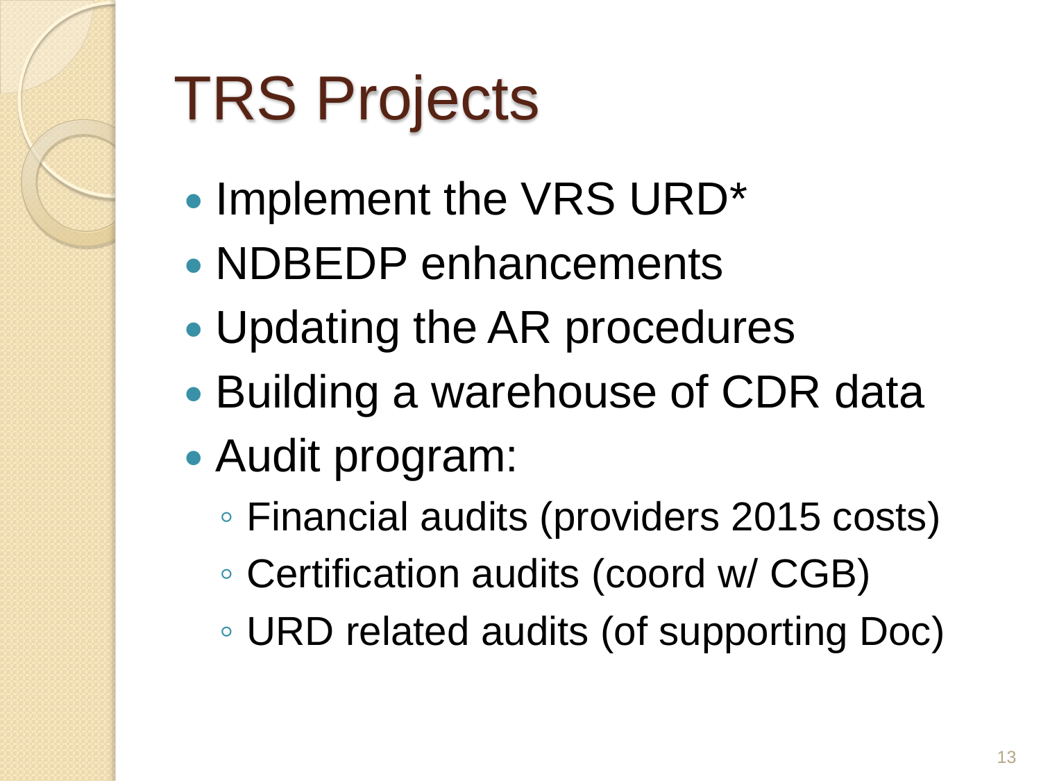# TRS Projects

- Implement the VRS URD*
- NDBEDP enhancements
- Updating the AR procedures
- Building a warehouse of CDR data
- Audit program:
  - Financial audits (providers 2015 costs)
  - Certification audits (coord w/ CGB)
  - URD related audits (of supporting Doc)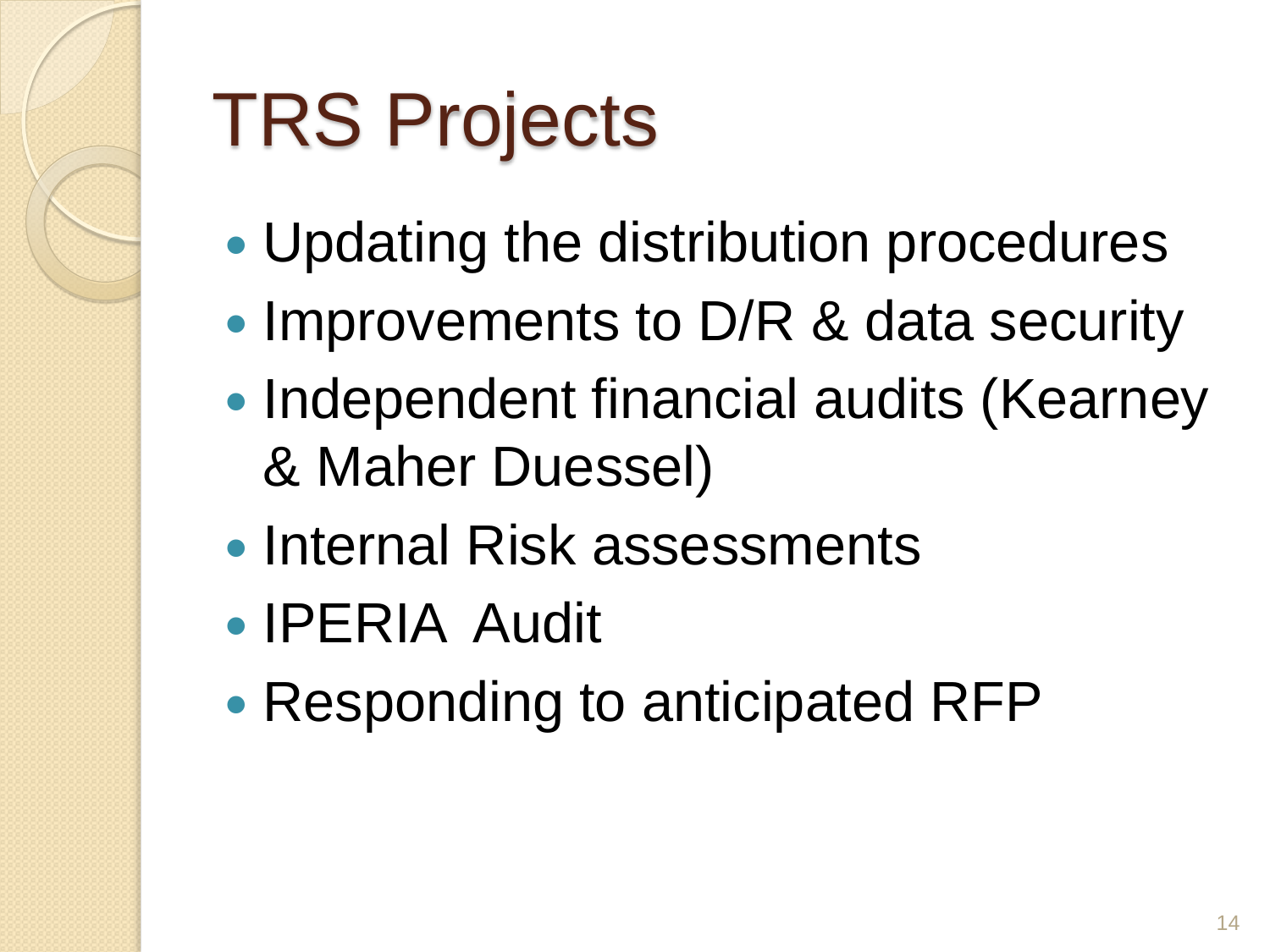# TRS Projects

- Updating the distribution procedures
- Improvements to D/R & data security
- Independent financial audits (Kearney & Maher Duessel)
- Internal Risk assessments
- IPERIA Audit
- Responding to anticipated RFP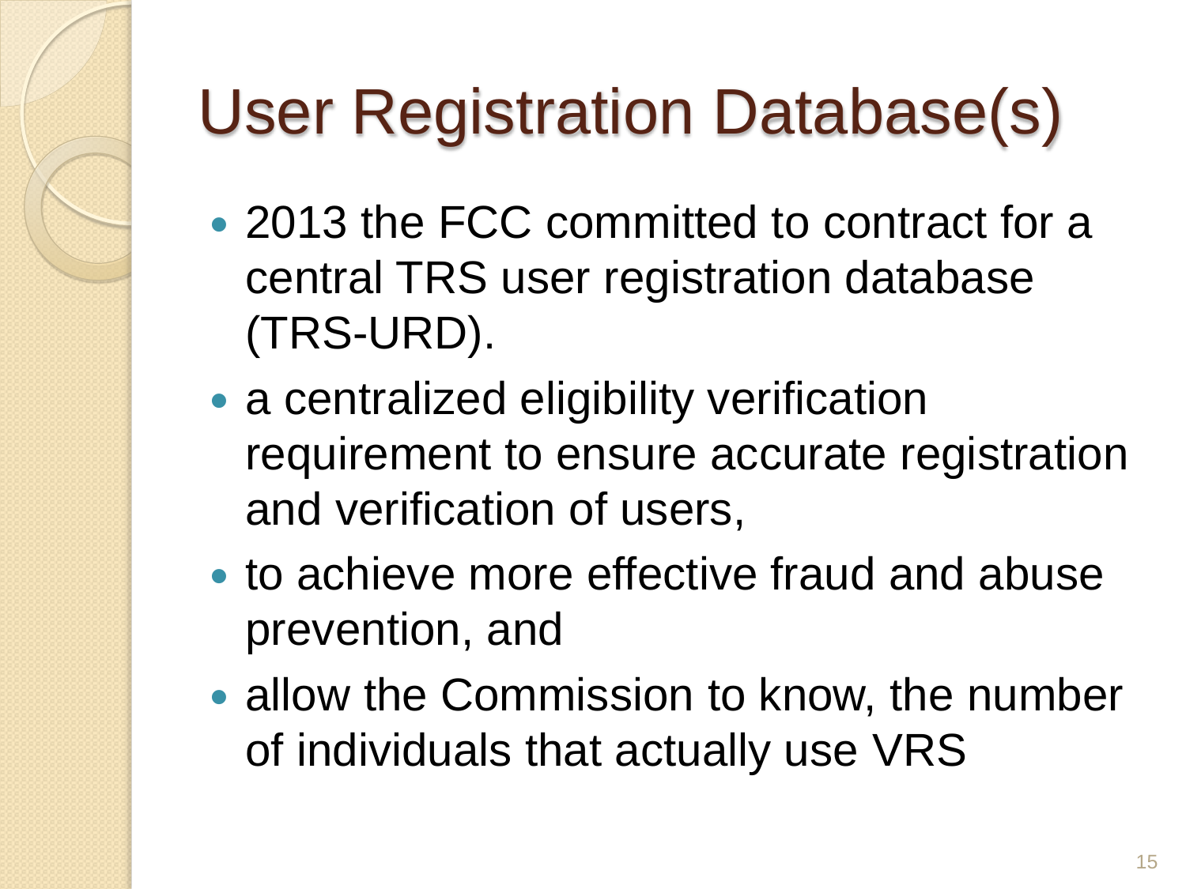# User Registration Database(s)

- 2013 the FCC committed to contract for a central TRS user registration database (TRS-URD).
- a centralized eligibility verification requirement to ensure accurate registration and verification of users,
- to achieve more effective fraud and abuse prevention, and
- allow the Commission to know, the number of individuals that actually use VRS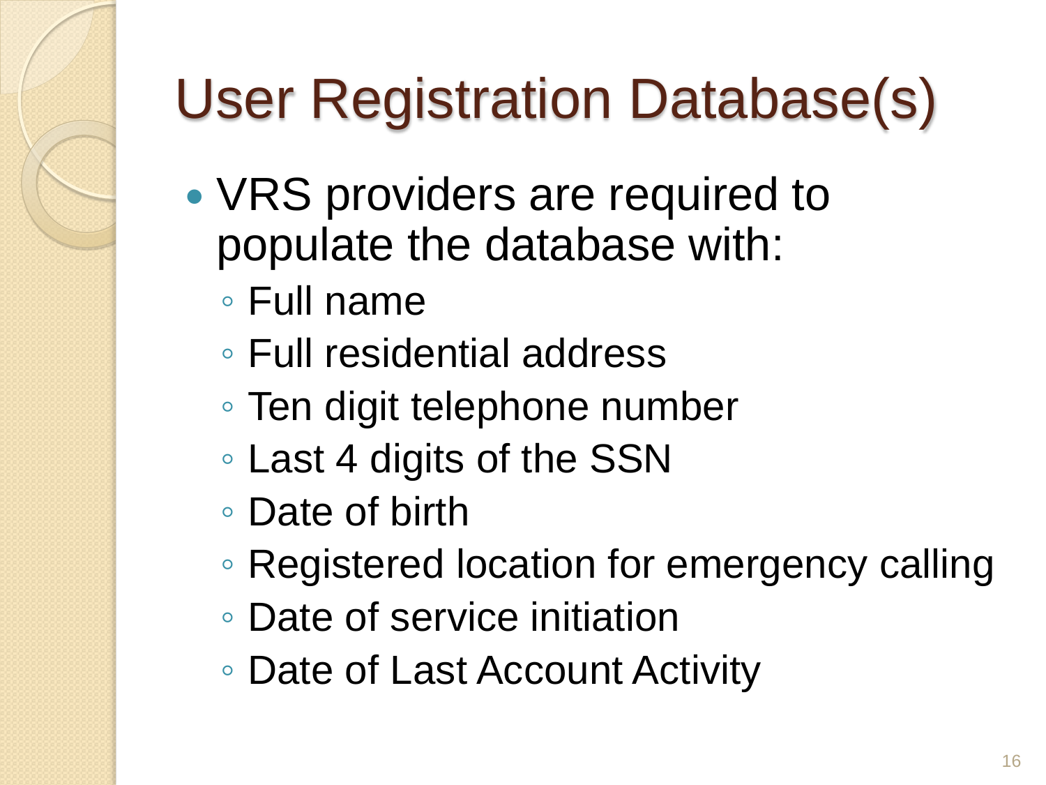# User Registration Database(s)

- VRS providers are required to populate the database with:
  - Full name
  - Full residential address
  - Ten digit telephone number
  - Last 4 digits of the SSN
  - Date of birth
  - Registered location for emergency calling
  - Date of service initiation
  - Date of Last Account Activity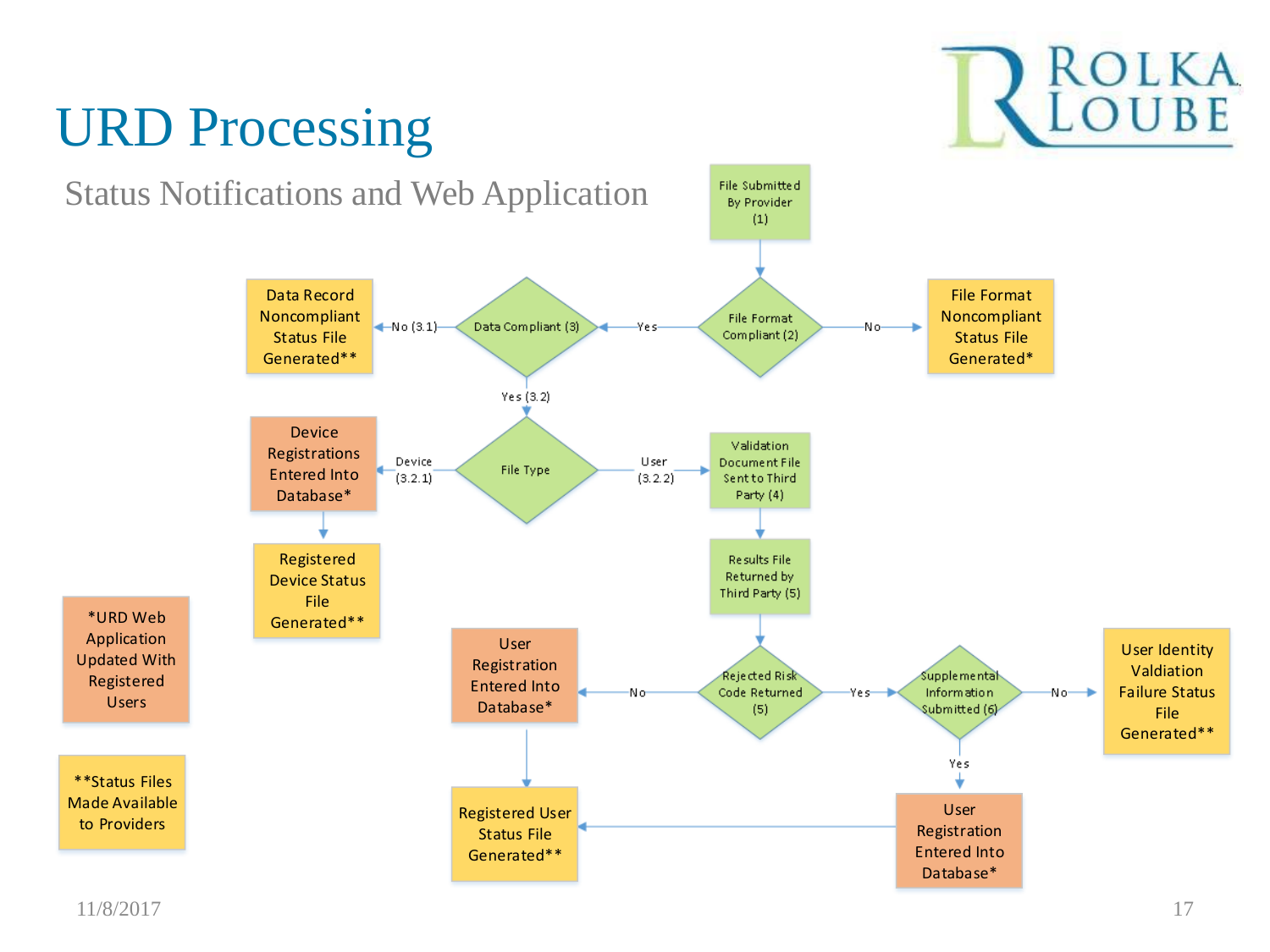# URD Processing

## Status Notifications and Web Application

File Submitted By Provider (1)

File Format Compliant (2)
- No → File Format Noncompliant Status File Generated*
- Yes → Data Compliant (3)

Data Compliant (3)
- No (3.1) → Data Record Noncompliant Status File Generated**
- Yes (3.2) → File Type

File Type
- Device (3.2.1) → Device Registrations Entered Into Database* → Registered Device Status File Generated**
- User (3.2.2) → Validation Document File Sent to Third Party (4) → Results File Returned by Third Party (5) → Rejected Risk Code Returned (5)

Rejected Risk Code Returned (5)
- No → User Registration Entered Into Database* → Registered User Status File Generated**
- Yes → Supplemental Information Submitted (6)

Supplemental Information Submitted (6)
- No → User Identity Valdiation Failure Status File Generated**
- Yes → User Registration Entered Into Database* → Registered User Status File Generated**

*URD Web Application Updated With Registered Users

**Status Files Made Available to Providers

11/8/2017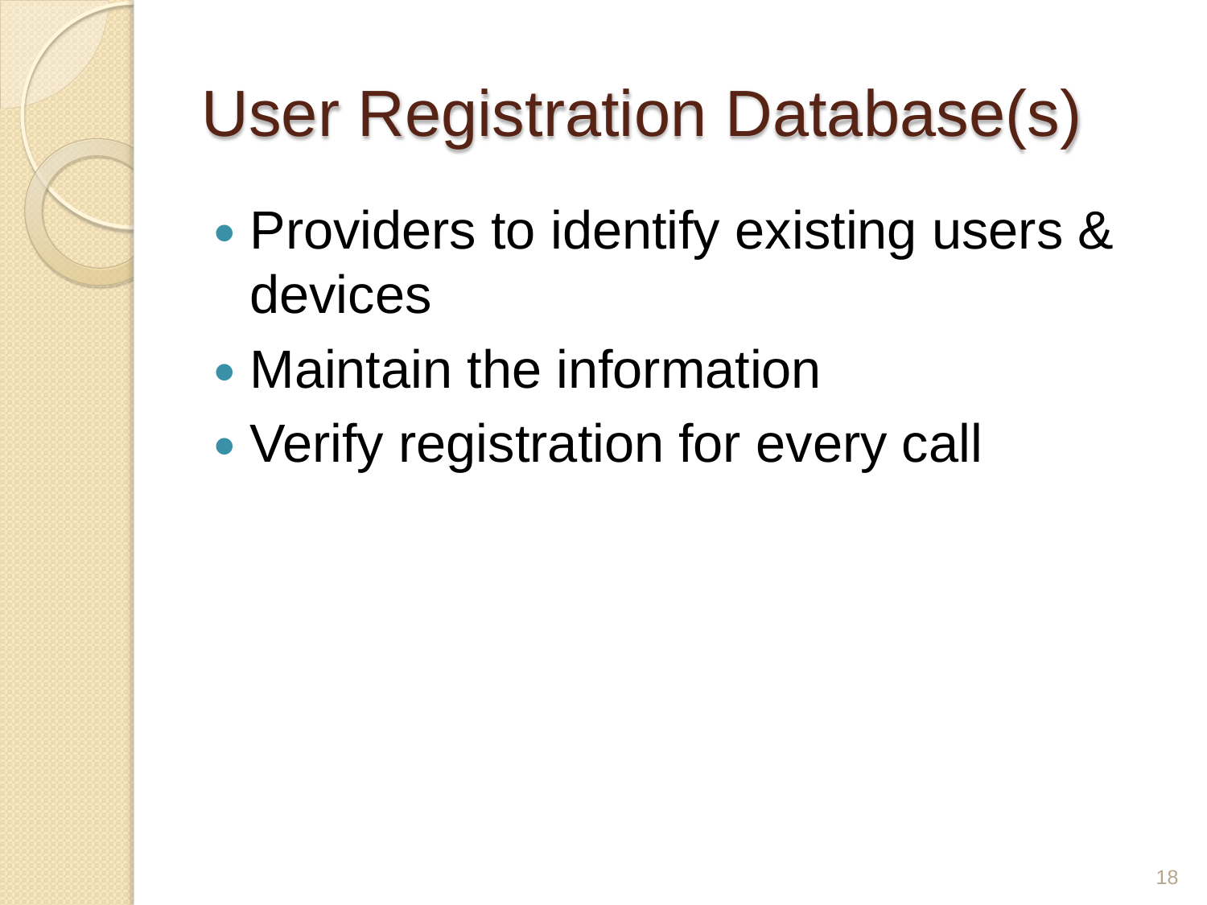# User Registration Database(s)

- Providers to identify existing users & devices
- Maintain the information
- Verify registration for every call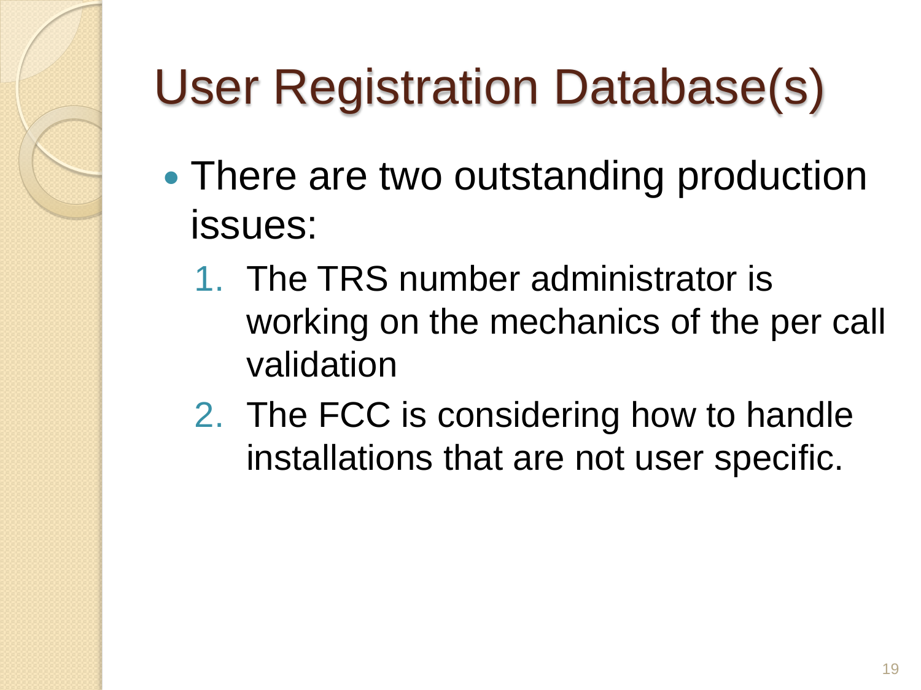# User Registration Database(s)

- There are two outstanding production issues:
  1. The TRS number administrator is working on the mechanics of the per call validation
  2. The FCC is considering how to handle installations that are not user specific.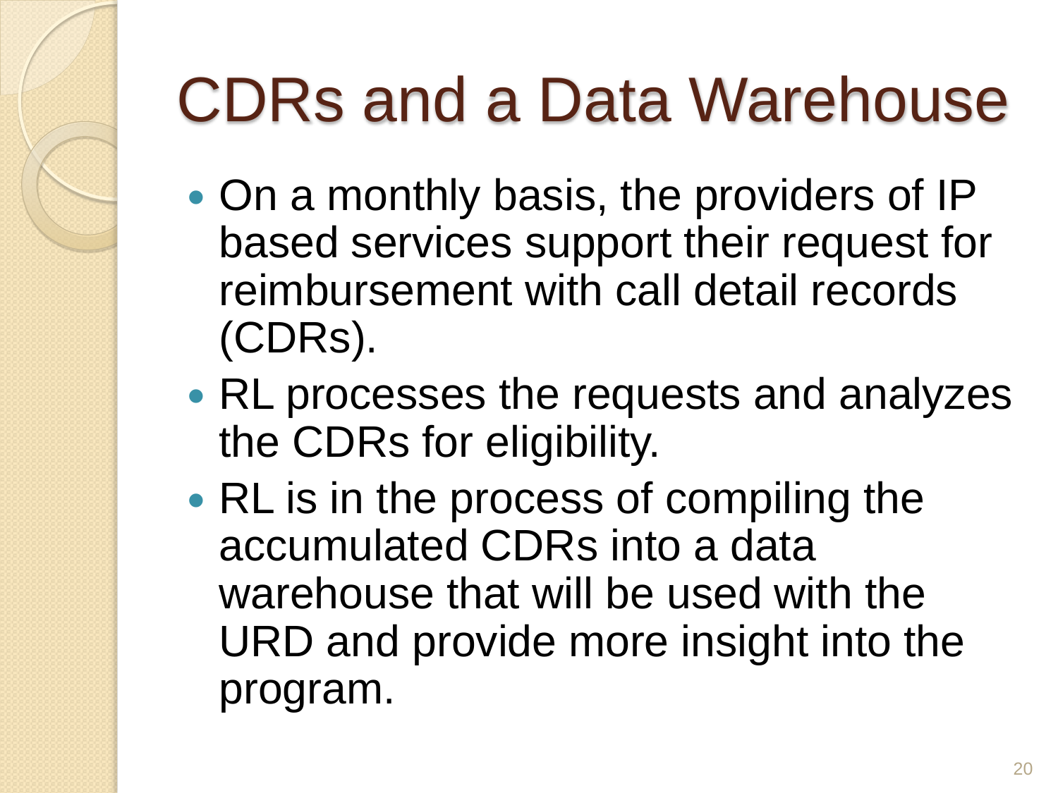# CDRs and a Data Warehouse

- On a monthly basis, the providers of IP based services support their request for reimbursement with call detail records (CDRs).
- RL processes the requests and analyzes the CDRs for eligibility.
- RL is in the process of compiling the accumulated CDRs into a data warehouse that will be used with the URD and provide more insight into the program.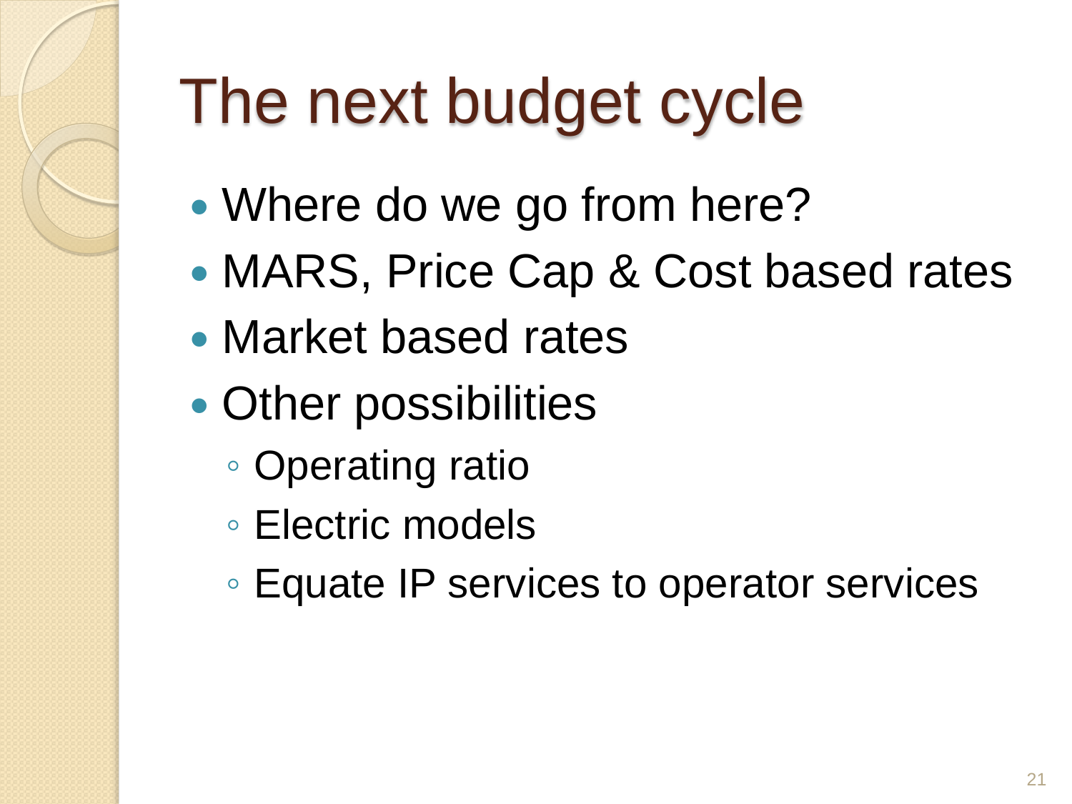# The next budget cycle

- Where do we go from here?
- MARS, Price Cap & Cost based rates
- Market based rates
- Other possibilities
  - Operating ratio
  - Electric models
  - Equate IP services to operator services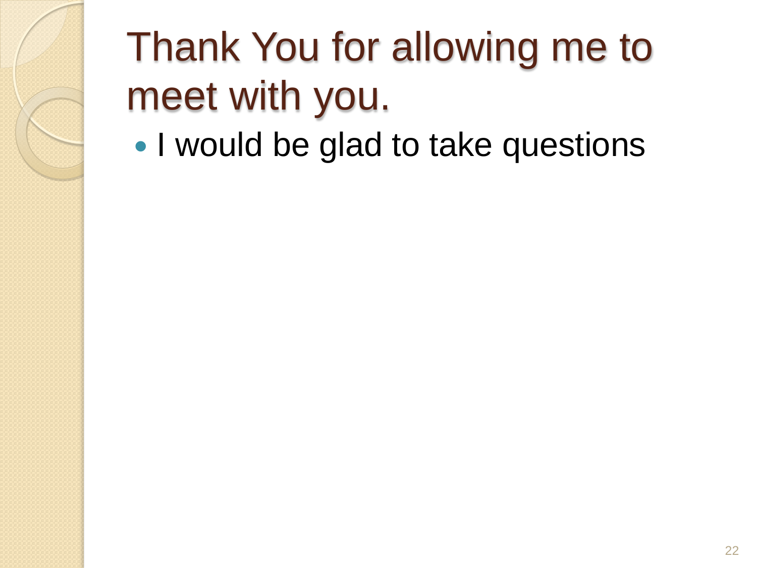# Thank You for allowing me to meet with you.

- I would be glad to take questions